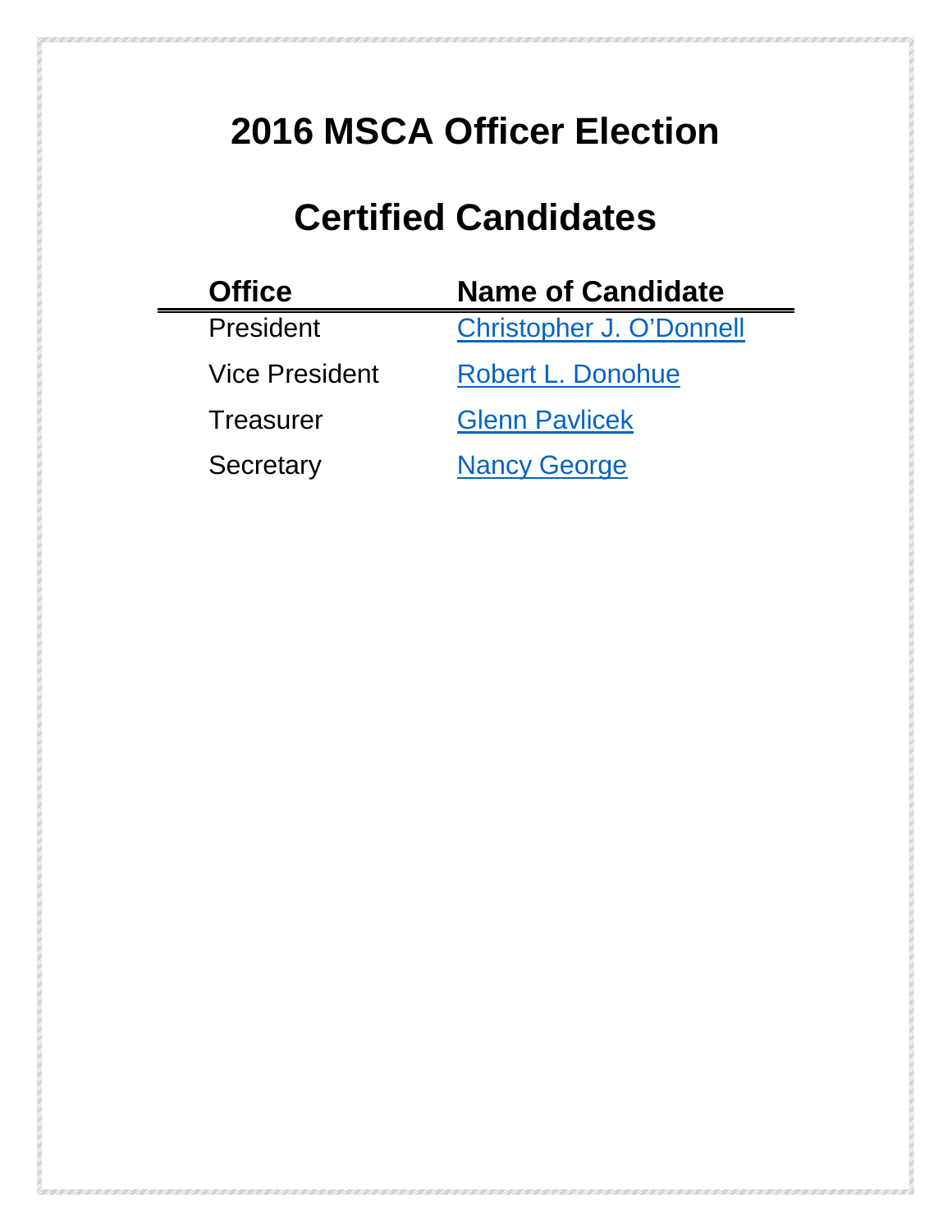# 2016 MSCA Officer Election

# Certified Candidates

| Office | Name of Candidate |
|---|---|
| President | Christopher J. O'Donnell |
| Vice President | Robert L. Donohue |
| Treasurer | Glenn Pavlicek |
| Secretary | Nancy George |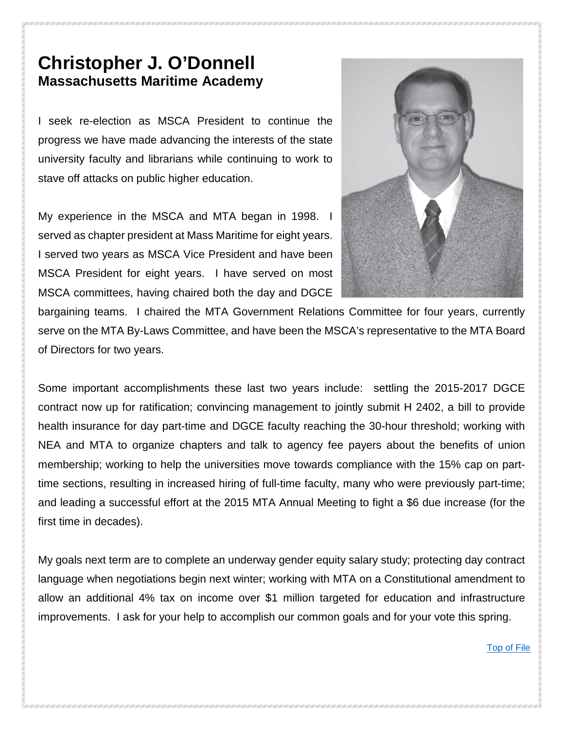# Christopher J. O'Donnell
## Massachusetts Maritime Academy

I seek re-election as MSCA President to continue the progress we have made advancing the interests of the state university faculty and librarians while continuing to work to stave off attacks on public higher education.

My experience in the MSCA and MTA began in 1998. I served as chapter president at Mass Maritime for eight years. I served two years as MSCA Vice President and have been MSCA President for eight years. I have served on most MSCA committees, having chaired both the day and DGCE bargaining teams. I chaired the MTA Government Relations Committee for four years, currently serve on the MTA By-Laws Committee, and have been the MSCA's representative to the MTA Board of Directors for two years.

Some important accomplishments these last two years include: settling the 2015-2017 DGCE contract now up for ratification; convincing management to jointly submit H 2402, a bill to provide health insurance for day part-time and DGCE faculty reaching the 30-hour threshold; working with NEA and MTA to organize chapters and talk to agency fee payers about the benefits of union membership; working to help the universities move towards compliance with the 15% cap on part-time sections, resulting in increased hiring of full-time faculty, many who were previously part-time; and leading a successful effort at the 2015 MTA Annual Meeting to fight a $6 due increase (for the first time in decades).

My goals next term are to complete an underway gender equity salary study; protecting day contract language when negotiations begin next winter; working with MTA on a Constitutional amendment to allow an additional 4% tax on income over $1 million targeted for education and infrastructure improvements. I ask for your help to accomplish our common goals and for your vote this spring.

Top of File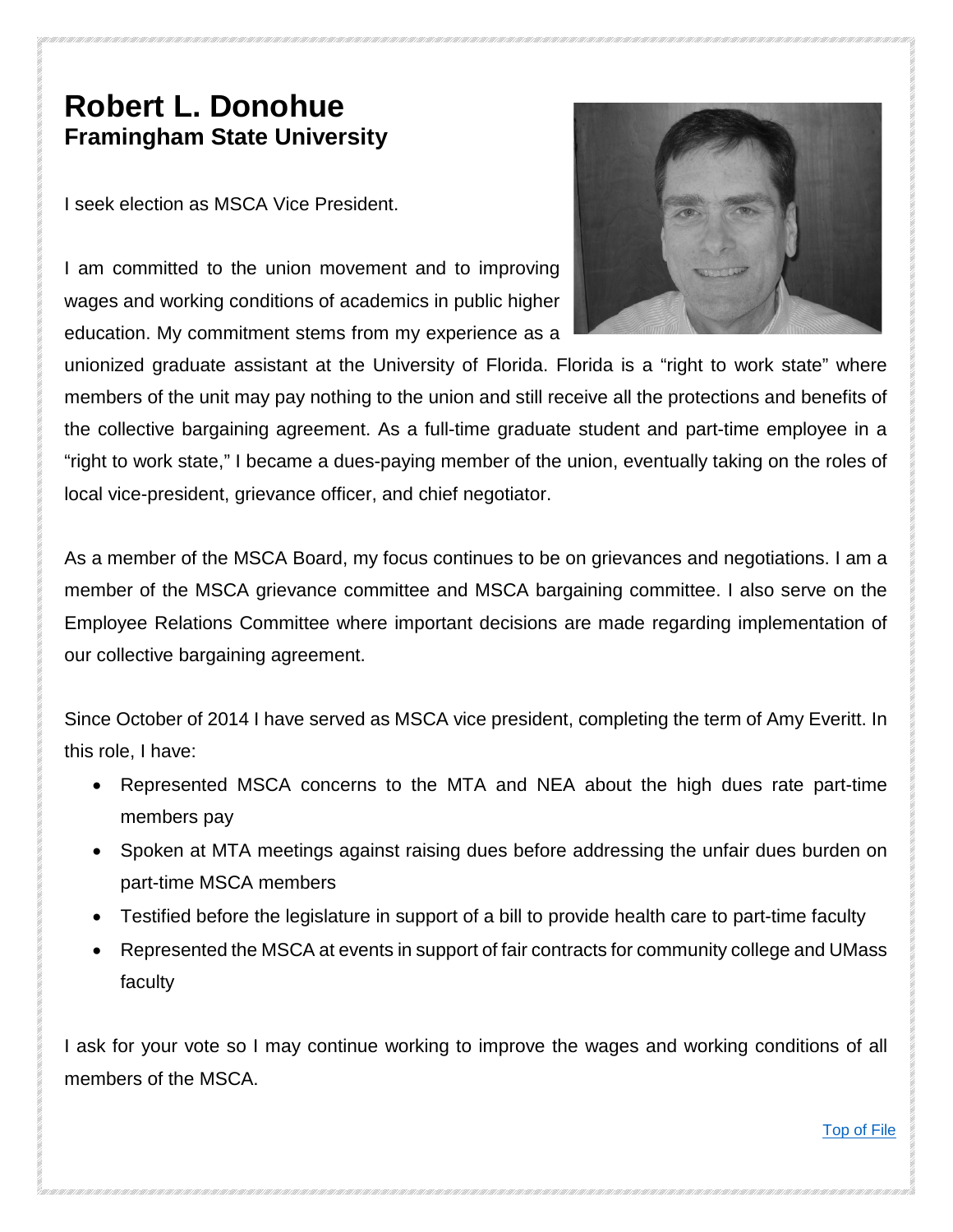# Robert L. Donohue
## Framingham State University

I seek election as MSCA Vice President.

I am committed to the union movement and to improving wages and working conditions of academics in public higher education. My commitment stems from my experience as a unionized graduate assistant at the University of Florida. Florida is a "right to work state" where members of the unit may pay nothing to the union and still receive all the protections and benefits of the collective bargaining agreement. As a full-time graduate student and part-time employee in a "right to work state," I became a dues-paying member of the union, eventually taking on the roles of local vice-president, grievance officer, and chief negotiator.

As a member of the MSCA Board, my focus continues to be on grievances and negotiations. I am a member of the MSCA grievance committee and MSCA bargaining committee. I also serve on the Employee Relations Committee where important decisions are made regarding implementation of our collective bargaining agreement.

Since October of 2014 I have served as MSCA vice president, completing the term of Amy Everitt. In this role, I have:

- Represented MSCA concerns to the MTA and NEA about the high dues rate part-time members pay
- Spoken at MTA meetings against raising dues before addressing the unfair dues burden on part-time MSCA members
- Testified before the legislature in support of a bill to provide health care to part-time faculty
- Represented the MSCA at events in support of fair contracts for community college and UMass faculty

I ask for your vote so I may continue working to improve the wages and working conditions of all members of the MSCA.

Top of File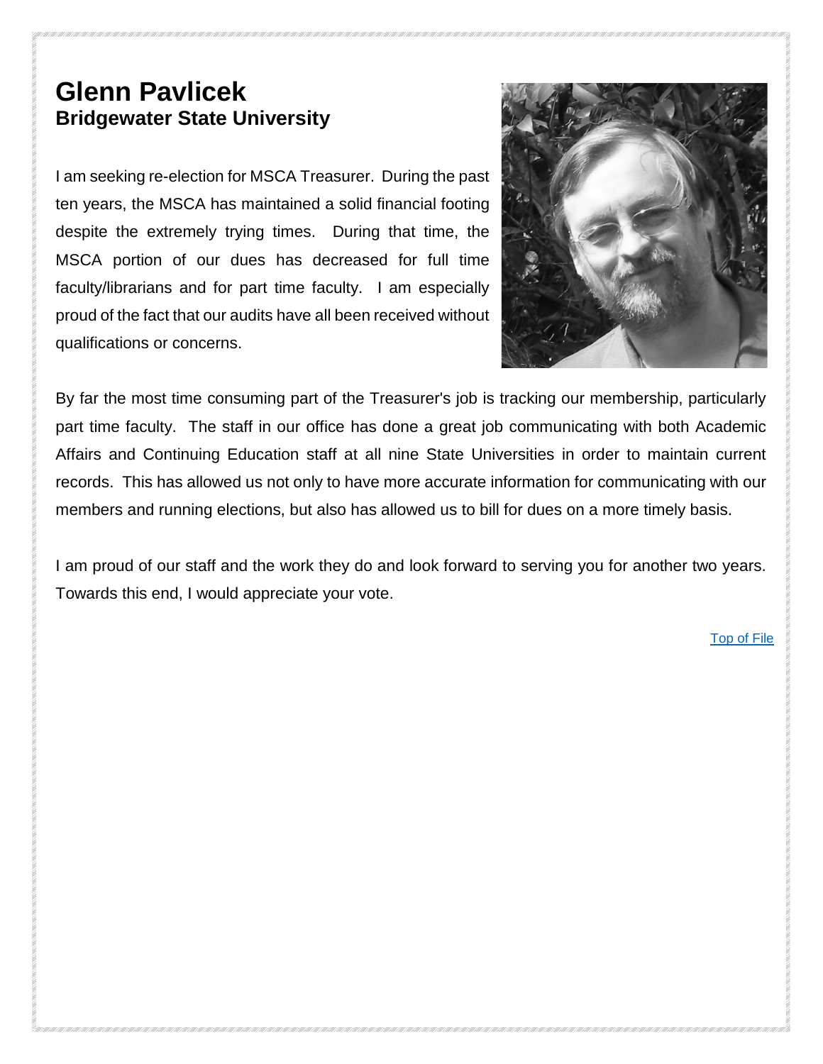# Glenn Pavlicek

## Bridgewater State University

I am seeking re-election for MSCA Treasurer. During the past ten years, the MSCA has maintained a solid financial footing despite the extremely trying times. During that time, the MSCA portion of our dues has decreased for full time faculty/librarians and for part time faculty. I am especially proud of the fact that our audits have all been received without qualifications or concerns.

By far the most time consuming part of the Treasurer's job is tracking our membership, particularly part time faculty. The staff in our office has done a great job communicating with both Academic Affairs and Continuing Education staff at all nine State Universities in order to maintain current records. This has allowed us not only to have more accurate information for communicating with our members and running elections, but also has allowed us to bill for dues on a more timely basis.

I am proud of our staff and the work they do and look forward to serving you for another two years. Towards this end, I would appreciate your vote.

Top of File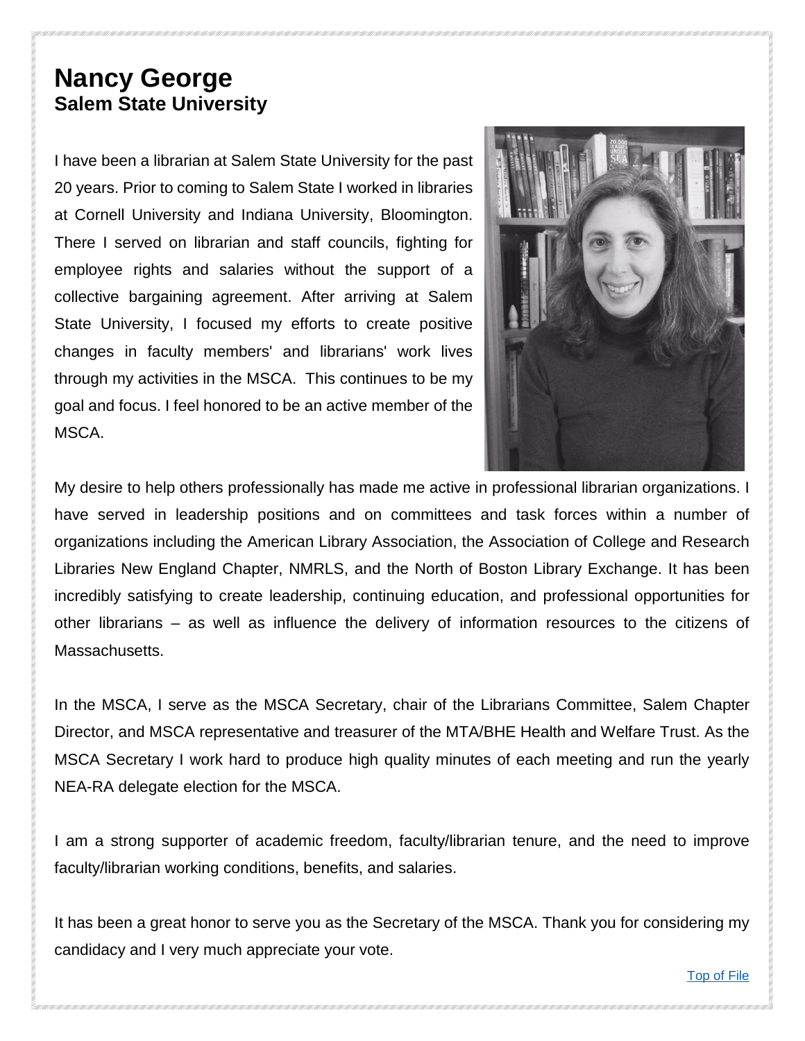# Nancy George
## Salem State University

I have been a librarian at Salem State University for the past 20 years. Prior to coming to Salem State I worked in libraries at Cornell University and Indiana University, Bloomington. There I served on librarian and staff councils, fighting for employee rights and salaries without the support of a collective bargaining agreement. After arriving at Salem State University, I focused my efforts to create positive changes in faculty members' and librarians' work lives through my activities in the MSCA. This continues to be my goal and focus. I feel honored to be an active member of the MSCA.

My desire to help others professionally has made me active in professional librarian organizations. I have served in leadership positions and on committees and task forces within a number of organizations including the American Library Association, the Association of College and Research Libraries New England Chapter, NMRLS, and the North of Boston Library Exchange. It has been incredibly satisfying to create leadership, continuing education, and professional opportunities for other librarians – as well as influence the delivery of information resources to the citizens of Massachusetts.

In the MSCA, I serve as the MSCA Secretary, chair of the Librarians Committee, Salem Chapter Director, and MSCA representative and treasurer of the MTA/BHE Health and Welfare Trust. As the MSCA Secretary I work hard to produce high quality minutes of each meeting and run the yearly NEA-RA delegate election for the MSCA.

I am a strong supporter of academic freedom, faculty/librarian tenure, and the need to improve faculty/librarian working conditions, benefits, and salaries.

It has been a great honor to serve you as the Secretary of the MSCA. Thank you for considering my candidacy and I very much appreciate your vote.

Top of File